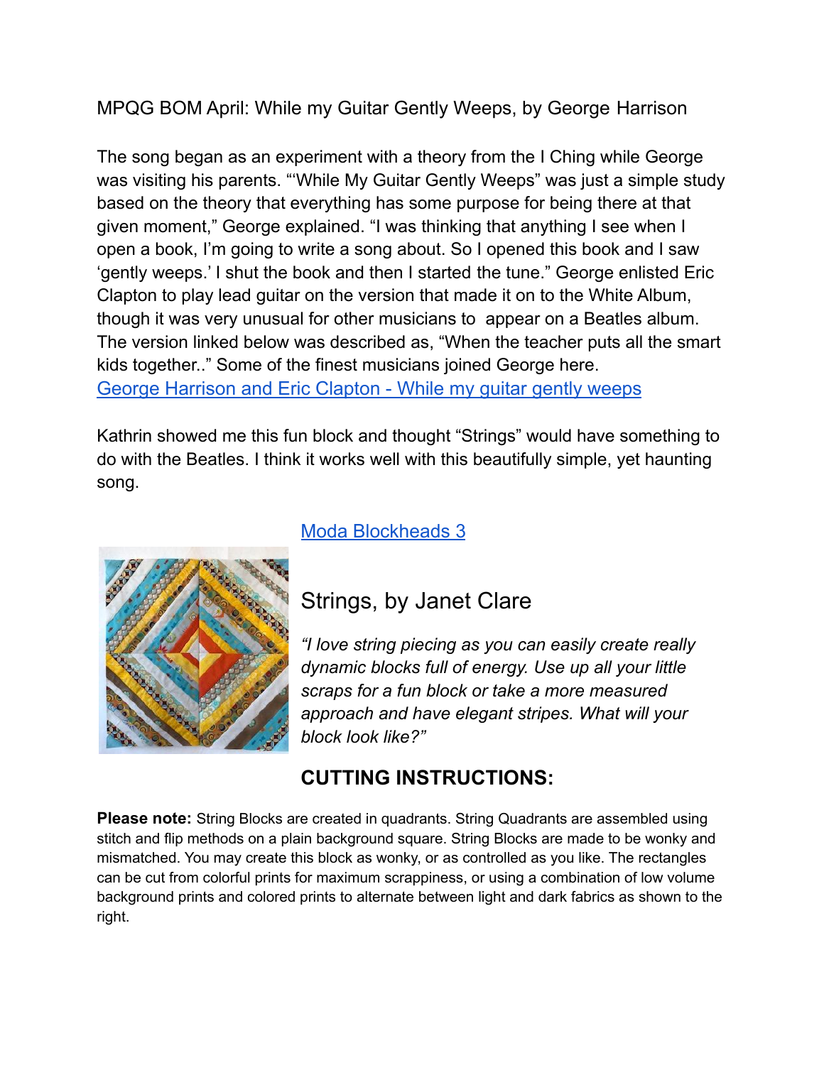MPQG BOM April: While my Guitar Gently Weeps, by George Harrison

The song began as an experiment with a theory from the I Ching while George was visiting his parents. "'While My Guitar Gently Weeps" was just a simple study based on the theory that everything has some purpose for being there at that given moment," George explained. "I was thinking that anything I see when I open a book, I'm going to write a song about. So I opened this book and I saw 'gently weeps.' I shut the book and then I started the tune." George enlisted Eric Clapton to play lead guitar on the version that made it on to the White Album, though it was very unusual for other musicians to appear on a Beatles album. The version linked below was described as, "When the teacher puts all the smart kids together.." Some of the finest musicians joined George here.
[George Harrison and Eric Clapton - While my guitar gently weeps]

Kathrin showed me this fun block and thought "Strings" would have something to do with the Beatles. I think it works well with this beautifully simple, yet haunting song.

[Moda Blockheads 3]

## Strings, by Janet Clare

*"I love string piecing as you can easily create really dynamic blocks full of energy. Use up all your little scraps for a fun block or take a more measured approach and have elegant stripes. What will your block look like?"*

## CUTTING INSTRUCTIONS:

**Please note:** String Blocks are created in quadrants. String Quadrants are assembled using stitch and flip methods on a plain background square. String Blocks are made to be wonky and mismatched. You may create this block as wonky, or as controlled as you like. The rectangles can be cut from colorful prints for maximum scrappiness, or using a combination of low volume background prints and colored prints to alternate between light and dark fabrics as shown to the right.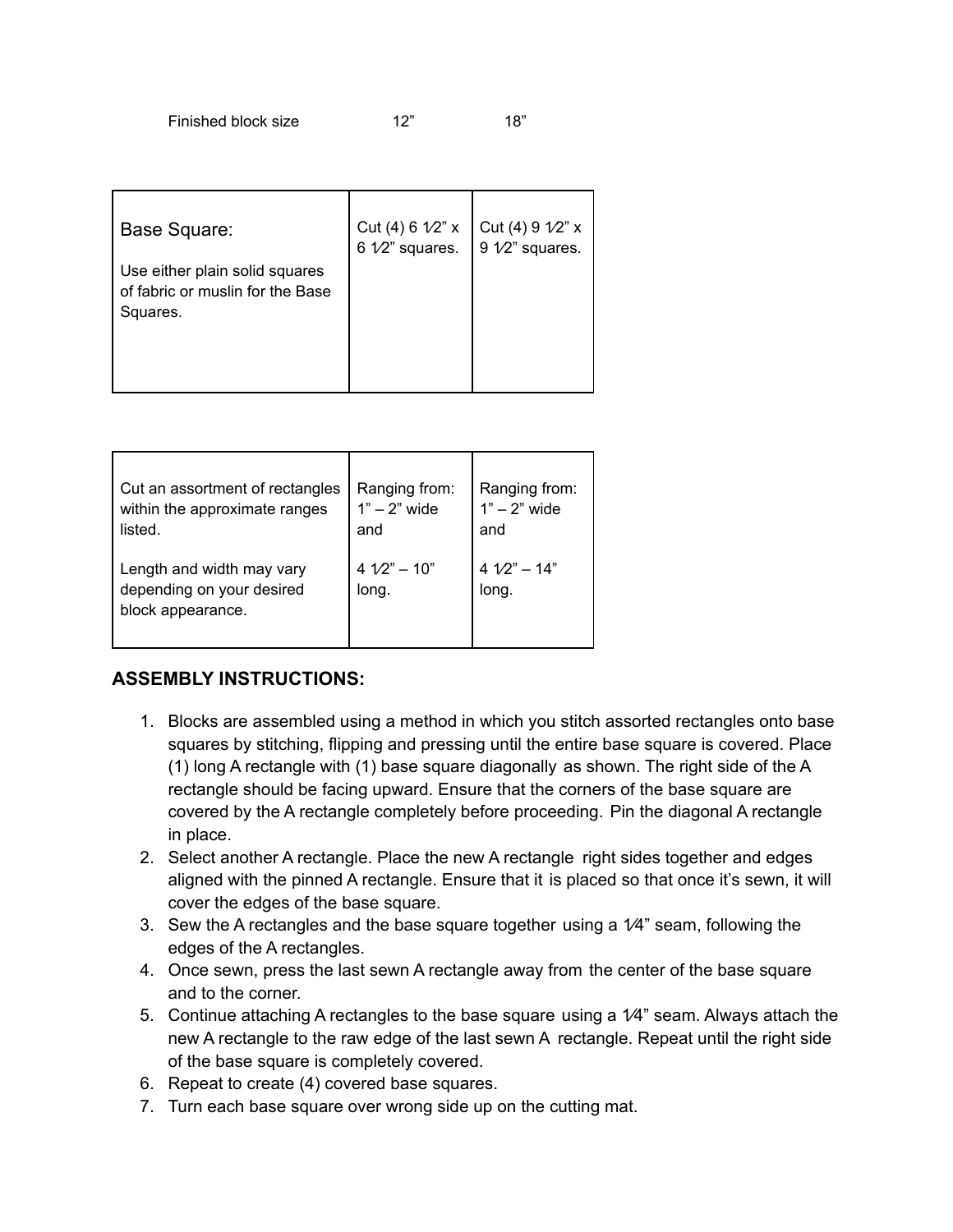| Finished block size | 12” | 18” |
| --- | --- | --- |
| Base Square:<br><br>Use either plain solid squares of fabric or muslin for the Base Squares. | Cut (4) 6 1⁄2” x 6 1⁄2” squares. | Cut (4) 9 1⁄2” x 9 1⁄2” squares. |
| Cut an assortment of rectangles within the approximate ranges listed.<br><br>Length and width may vary depending on your desired block appearance. | Ranging from: 1” – 2” wide and<br><br>4 1⁄2” – 10” long. | Ranging from: 1” – 2” wide and<br><br>4 1⁄2” – 14” long. |

## ASSEMBLY INSTRUCTIONS:

1. Blocks are assembled using a method in which you stitch assorted rectangles onto base squares by stitching, flipping and pressing until the entire base square is covered. Place (1) long A rectangle with (1) base square diagonally as shown. The right side of the A rectangle should be facing upward. Ensure that the corners of the base square are covered by the A rectangle completely before proceeding. Pin the diagonal A rectangle in place.
2. Select another A rectangle. Place the new A rectangle right sides together and edges aligned with the pinned A rectangle. Ensure that it is placed so that once it’s sewn, it will cover the edges of the base square.
3. Sew the A rectangles and the base square together using a 1⁄4” seam, following the edges of the A rectangles.
4. Once sewn, press the last sewn A rectangle away from the center of the base square and to the corner.
5. Continue attaching A rectangles to the base square using a 1⁄4” seam. Always attach the new A rectangle to the raw edge of the last sewn A rectangle. Repeat until the right side of the base square is completely covered.
6. Repeat to create (4) covered base squares.
7. Turn each base square over wrong side up on the cutting mat.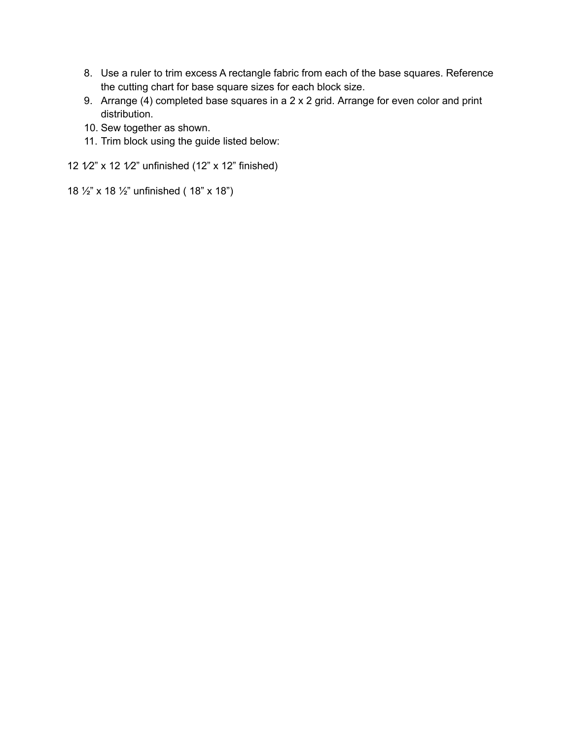8. Use a ruler to trim excess A rectangle fabric from each of the base squares. Reference the cutting chart for base square sizes for each block size.
9. Arrange (4) completed base squares in a 2 x 2 grid. Arrange for even color and print distribution.
10. Sew together as shown.
11. Trim block using the guide listed below:

12 1⁄2” x 12 1⁄2” unfinished (12” x 12” finished)

18 ½” x 18 ½” unfinished ( 18” x 18”)